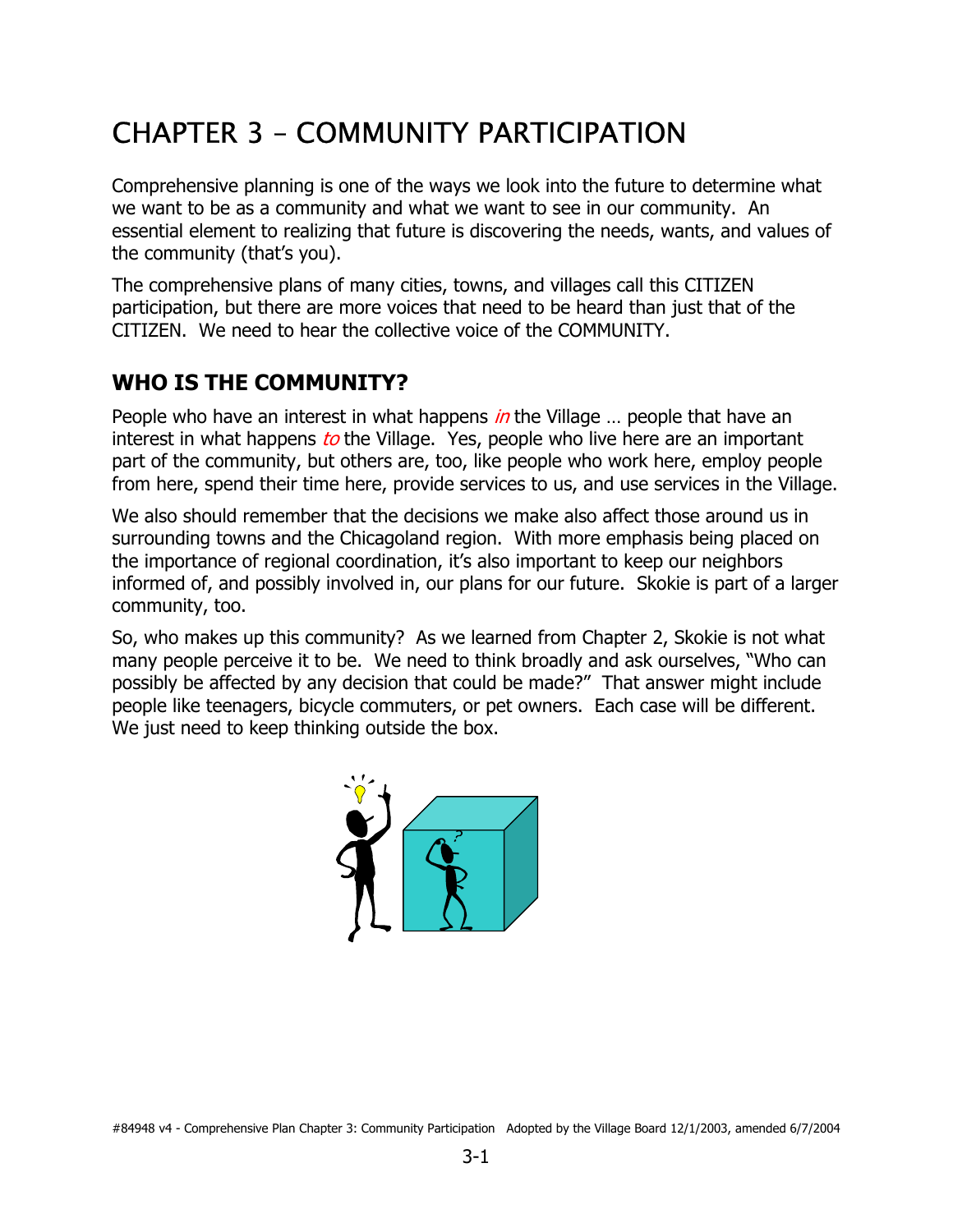# CHAPTER 3 – COMMUNITY PARTICIPATION

Comprehensive planning is one of the ways we look into the future to determine what we want to be as a community and what we want to see in our community. An essential element to realizing that future is discovering the needs, wants, and values of the community (that's you).

The comprehensive plans of many cities, towns, and villages call this CITIZEN participation, but there are more voices that need to be heard than just that of the CITIZEN. We need to hear the collective voice of the COMMUNITY.

## WHO IS THE COMMUNITY?

People who have an interest in what happens *in* the Village … people that have an interest in what happens *to* the Village. Yes, people who live here are an important part of the community, but others are, too, like people who work here, employ people from here, spend their time here, provide services to us, and use services in the Village.

We also should remember that the decisions we make also affect those around us in surrounding towns and the Chicagoland region. With more emphasis being placed on the importance of regional coordination, it's also important to keep our neighbors informed of, and possibly involved in, our plans for our future. Skokie is part of a larger community, too.

So, who makes up this community? As we learned from Chapter 2, Skokie is not what many people perceive it to be. We need to think broadly and ask ourselves, "Who can possibly be affected by any decision that could be made?" That answer might include people like teenagers, bicycle commuters, or pet owners. Each case will be different. We just need to keep thinking outside the box.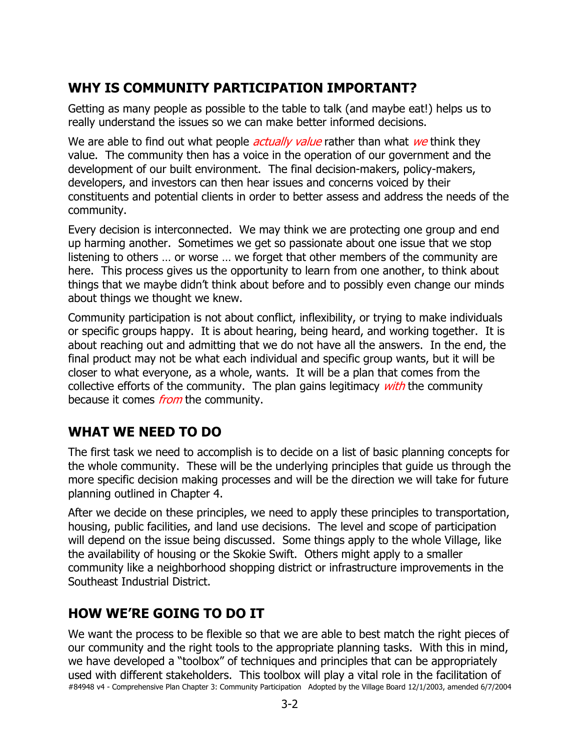## WHY IS COMMUNITY PARTICIPATION IMPORTANT?

Getting as many people as possible to the table to talk (and maybe eat!) helps us to really understand the issues so we can make better informed decisions.

We are able to find out what people *actually value* rather than what *we* think they value. The community then has a voice in the operation of our government and the development of our built environment. The final decision-makers, policy-makers, developers, and investors can then hear issues and concerns voiced by their constituents and potential clients in order to better assess and address the needs of the community.

Every decision is interconnected. We may think we are protecting one group and end up harming another. Sometimes we get so passionate about one issue that we stop listening to others … or worse … we forget that other members of the community are here. This process gives us the opportunity to learn from one another, to think about things that we maybe didn't think about before and to possibly even change our minds about things we thought we knew.

Community participation is not about conflict, inflexibility, or trying to make individuals or specific groups happy. It is about hearing, being heard, and working together. It is about reaching out and admitting that we do not have all the answers. In the end, the final product may not be what each individual and specific group wants, but it will be closer to what everyone, as a whole, wants. It will be a plan that comes from the collective efforts of the community. The plan gains legitimacy *with* the community because it comes *from* the community.

## WHAT WE NEED TO DO

The first task we need to accomplish is to decide on a list of basic planning concepts for the whole community. These will be the underlying principles that guide us through the more specific decision making processes and will be the direction we will take for future planning outlined in Chapter 4.

After we decide on these principles, we need to apply these principles to transportation, housing, public facilities, and land use decisions. The level and scope of participation will depend on the issue being discussed. Some things apply to the whole Village, like the availability of housing or the Skokie Swift. Others might apply to a smaller community like a neighborhood shopping district or infrastructure improvements in the Southeast Industrial District.

## HOW WE'RE GOING TO DO IT

We want the process to be flexible so that we are able to best match the right pieces of our community and the right tools to the appropriate planning tasks. With this in mind, we have developed a "toolbox" of techniques and principles that can be appropriately used with different stakeholders. This toolbox will play a vital role in the facilitation of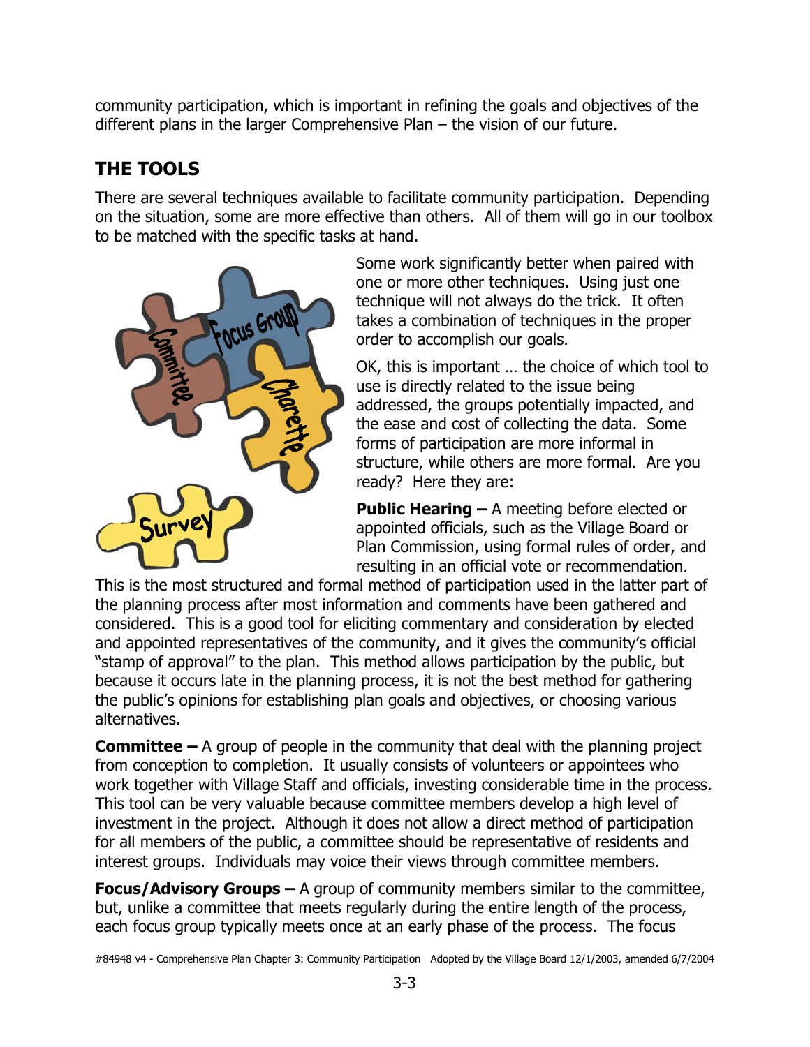community participation, which is important in refining the goals and objectives of the different plans in the larger Comprehensive Plan – the vision of our future.

## THE TOOLS

There are several techniques available to facilitate community participation. Depending on the situation, some are more effective than others. All of them will go in our toolbox to be matched with the specific tasks at hand.

Some work significantly better when paired with one or more other techniques. Using just one technique will not always do the trick. It often takes a combination of techniques in the proper order to accomplish our goals.

OK, this is important … the choice of which tool to use is directly related to the issue being addressed, the groups potentially impacted, and the ease and cost of collecting the data. Some forms of participation are more informal in structure, while others are more formal. Are you ready? Here they are:

**Public Hearing –** A meeting before elected or appointed officials, such as the Village Board or Plan Commission, using formal rules of order, and resulting in an official vote or recommendation. This is the most structured and formal method of participation used in the latter part of the planning process after most information and comments have been gathered and considered. This is a good tool for eliciting commentary and consideration by elected and appointed representatives of the community, and it gives the community's official "stamp of approval" to the plan. This method allows participation by the public, but because it occurs late in the planning process, it is not the best method for gathering the public's opinions for establishing plan goals and objectives, or choosing various alternatives.

**Committee –** A group of people in the community that deal with the planning project from conception to completion. It usually consists of volunteers or appointees who work together with Village Staff and officials, investing considerable time in the process. This tool can be very valuable because committee members develop a high level of investment in the project. Although it does not allow a direct method of participation for all members of the public, a committee should be representative of residents and interest groups. Individuals may voice their views through committee members.

**Focus/Advisory Groups –** A group of community members similar to the committee, but, unlike a committee that meets regularly during the entire length of the process, each focus group typically meets once at an early phase of the process. The focus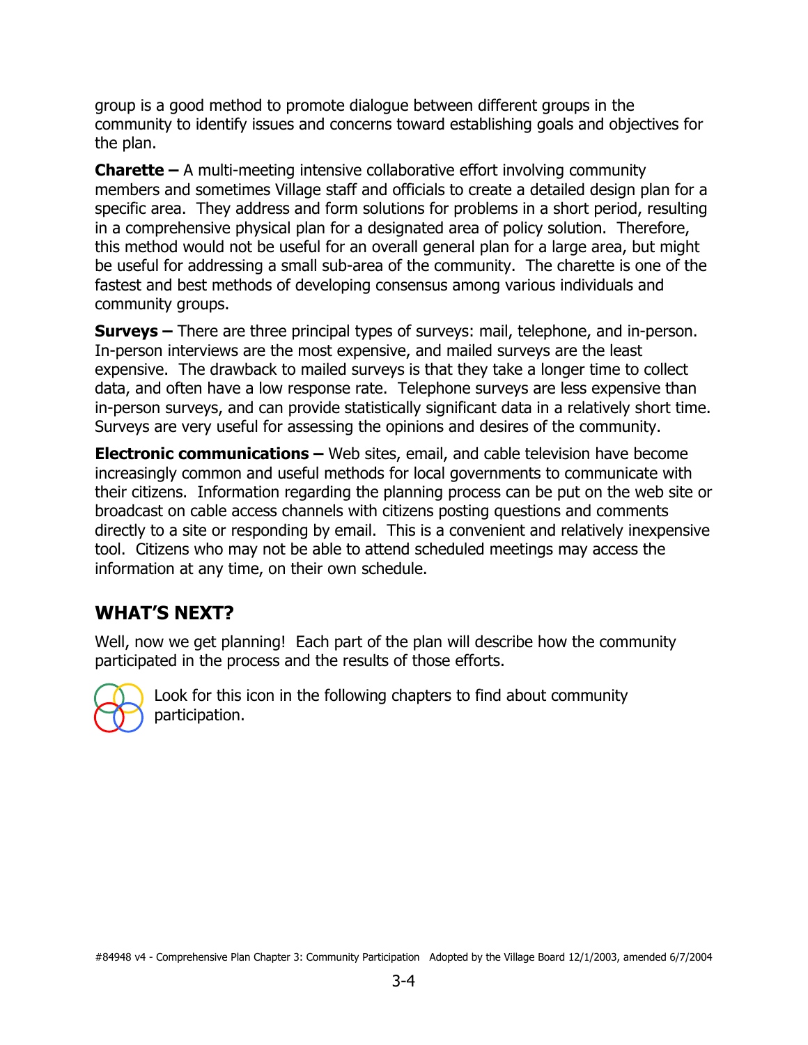group is a good method to promote dialogue between different groups in the community to identify issues and concerns toward establishing goals and objectives for the plan.

**Charette –** A multi-meeting intensive collaborative effort involving community members and sometimes Village staff and officials to create a detailed design plan for a specific area. They address and form solutions for problems in a short period, resulting in a comprehensive physical plan for a designated area of policy solution. Therefore, this method would not be useful for an overall general plan for a large area, but might be useful for addressing a small sub-area of the community. The charette is one of the fastest and best methods of developing consensus among various individuals and community groups.

**Surveys –** There are three principal types of surveys: mail, telephone, and in-person. In-person interviews are the most expensive, and mailed surveys are the least expensive. The drawback to mailed surveys is that they take a longer time to collect data, and often have a low response rate. Telephone surveys are less expensive than in-person surveys, and can provide statistically significant data in a relatively short time. Surveys are very useful for assessing the opinions and desires of the community.

**Electronic communications –** Web sites, email, and cable television have become increasingly common and useful methods for local governments to communicate with their citizens. Information regarding the planning process can be put on the web site or broadcast on cable access channels with citizens posting questions and comments directly to a site or responding by email. This is a convenient and relatively inexpensive tool. Citizens who may not be able to attend scheduled meetings may access the information at any time, on their own schedule.

## WHAT'S NEXT?

Well, now we get planning! Each part of the plan will describe how the community participated in the process and the results of those efforts.

Look for this icon in the following chapters to find about community participation.